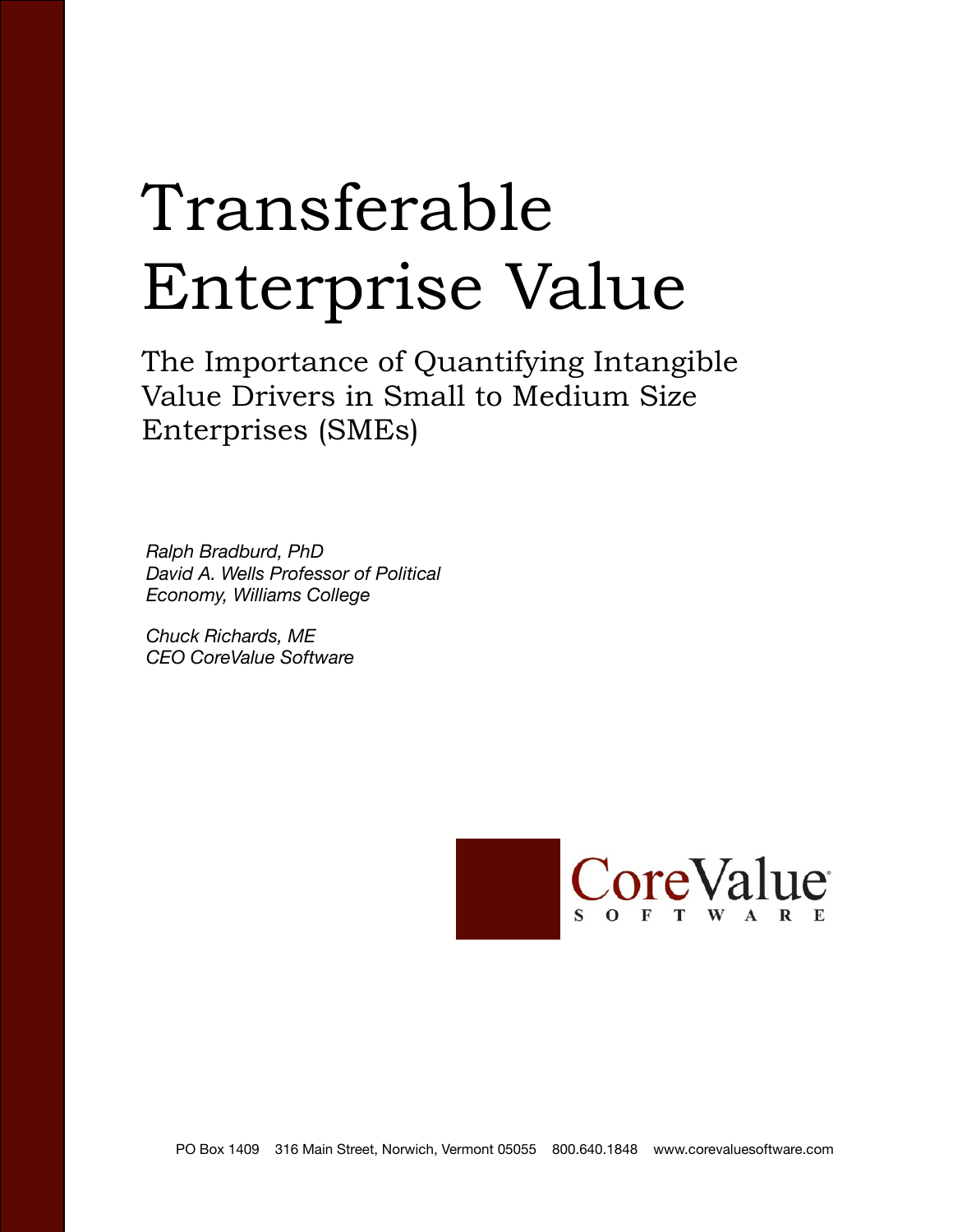# Transferable Enterprise Value

## The Importance of Quantifying Intangible Value Drivers in Small to Medium Size Enterprises (SMEs)

*Ralph Bradburd, PhD*
*David A. Wells Professor of Political Economy, Williams College*

*Chuck Richards, ME*
*CEO CoreValue Software*

CoreValue SOFTWARE

PO Box 1409 316 Main Street, Norwich, Vermont 05055 800.640.1848 www.corevaluesoftware.com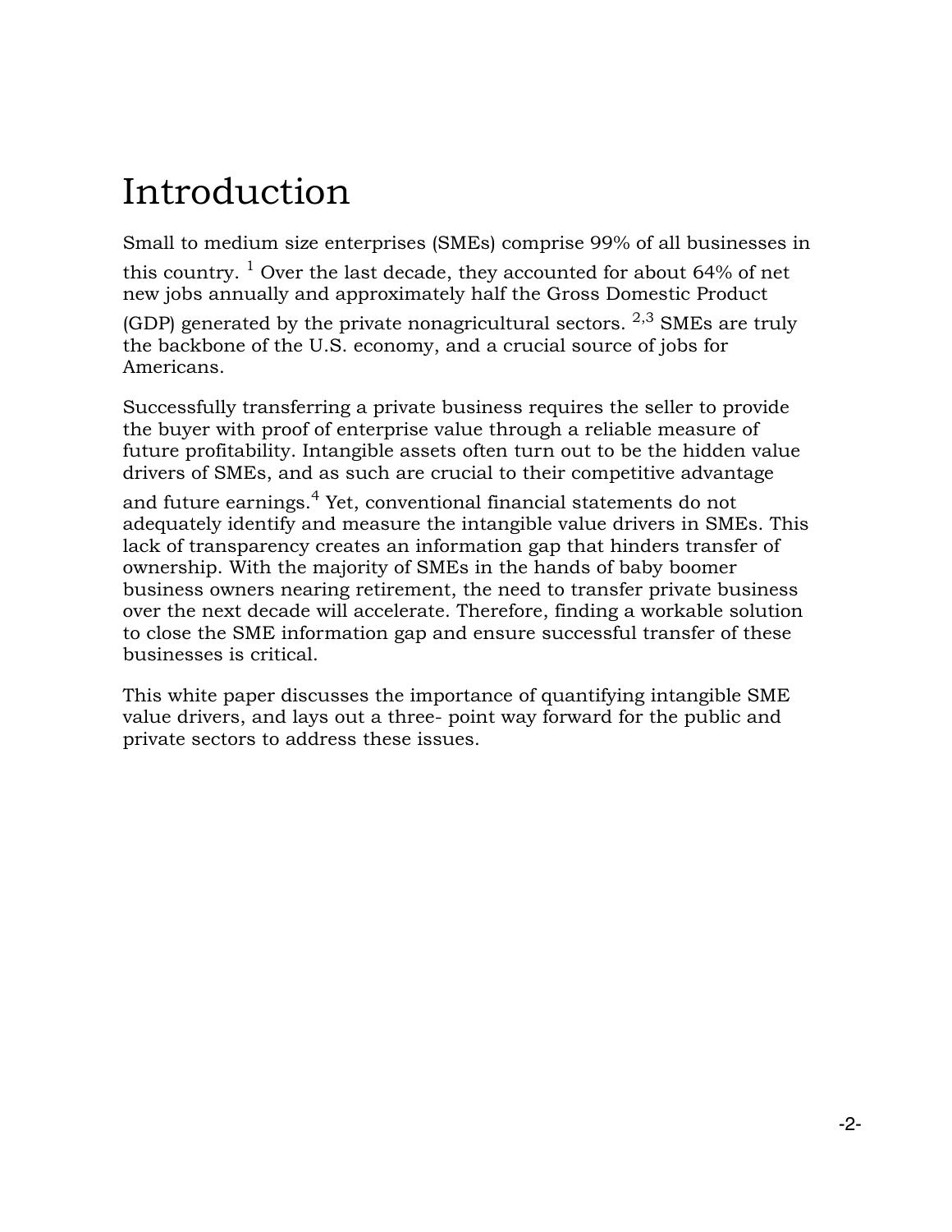# Introduction

Small to medium size enterprises (SMEs) comprise 99% of all businesses in this country. [1] Over the last decade, they accounted for about 64% of net new jobs annually and approximately half the Gross Domestic Product (GDP) generated by the private nonagricultural sectors. [2,3] SMEs are truly the backbone of the U.S. economy, and a crucial source of jobs for Americans.

Successfully transferring a private business requires the seller to provide the buyer with proof of enterprise value through a reliable measure of future profitability. Intangible assets often turn out to be the hidden value drivers of SMEs, and as such are crucial to their competitive advantage and future earnings.[4] Yet, conventional financial statements do not adequately identify and measure the intangible value drivers in SMEs. This lack of transparency creates an information gap that hinders transfer of ownership. With the majority of SMEs in the hands of baby boomer business owners nearing retirement, the need to transfer private business over the next decade will accelerate. Therefore, finding a workable solution to close the SME information gap and ensure successful transfer of these businesses is critical.

This white paper discusses the importance of quantifying intangible SME value drivers, and lays out a three- point way forward for the public and private sectors to address these issues.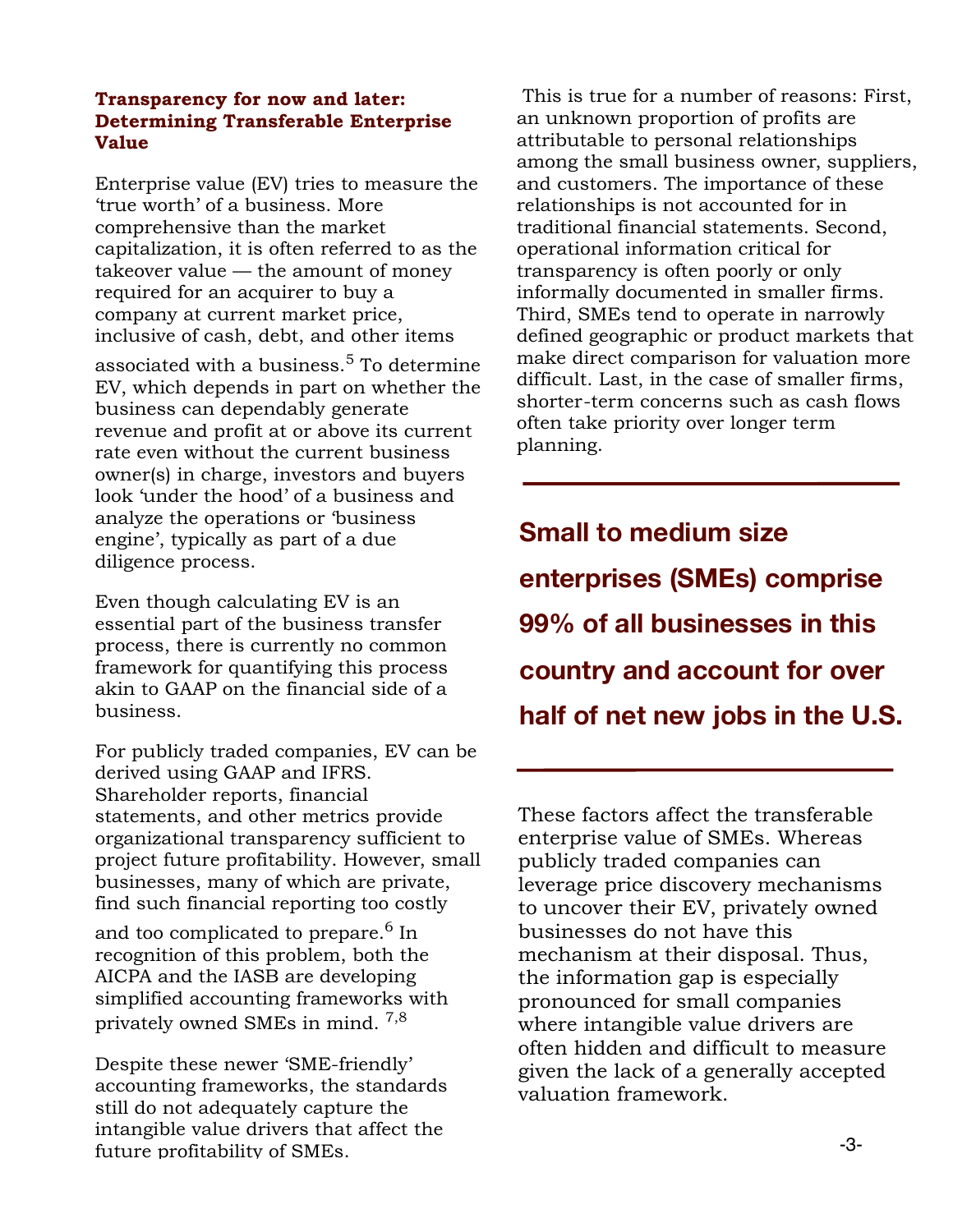### Transparency for now and later: Determining Transferable Enterprise Value

Enterprise value (EV) tries to measure the 'true worth' of a business. More comprehensive than the market capitalization, it is often referred to as the takeover value — the amount of money required for an acquirer to buy a company at current market price, inclusive of cash, debt, and other items associated with a business.[5] To determine EV, which depends in part on whether the business can dependably generate revenue and profit at or above its current rate even without the current business owner(s) in charge, investors and buyers look 'under the hood' of a business and analyze the operations or 'business engine', typically as part of a due diligence process.

Even though calculating EV is an essential part of the business transfer process, there is currently no common framework for quantifying this process akin to GAAP on the financial side of a business.

For publicly traded companies, EV can be derived using GAAP and IFRS. Shareholder reports, financial statements, and other metrics provide organizational transparency sufficient to project future profitability. However, small businesses, many of which are private, find such financial reporting too costly and too complicated to prepare.[6] In recognition of this problem, both the AICPA and the IASB are developing simplified accounting frameworks with privately owned SMEs in mind.[7,8]

Despite these newer 'SME-friendly' accounting frameworks, the standards still do not adequately capture the intangible value drivers that affect the future profitability of SMEs.

This is true for a number of reasons: First, an unknown proportion of profits are attributable to personal relationships among the small business owner, suppliers, and customers. The importance of these relationships is not accounted for in traditional financial statements. Second, operational information critical for transparency is often poorly or only informally documented in smaller firms. Third, SMEs tend to operate in narrowly defined geographic or product markets that make direct comparison for valuation more difficult. Last, in the case of smaller firms, shorter-term concerns such as cash flows often take priority over longer term planning.

**Small to medium size enterprises (SMEs) comprise 99% of all businesses in this country and account for over half of net new jobs in the U.S.**

These factors affect the transferable enterprise value of SMEs. Whereas publicly traded companies can leverage price discovery mechanisms to uncover their EV, privately owned businesses do not have this mechanism at their disposal. Thus, the information gap is especially pronounced for small companies where intangible value drivers are often hidden and difficult to measure given the lack of a generally accepted valuation framework.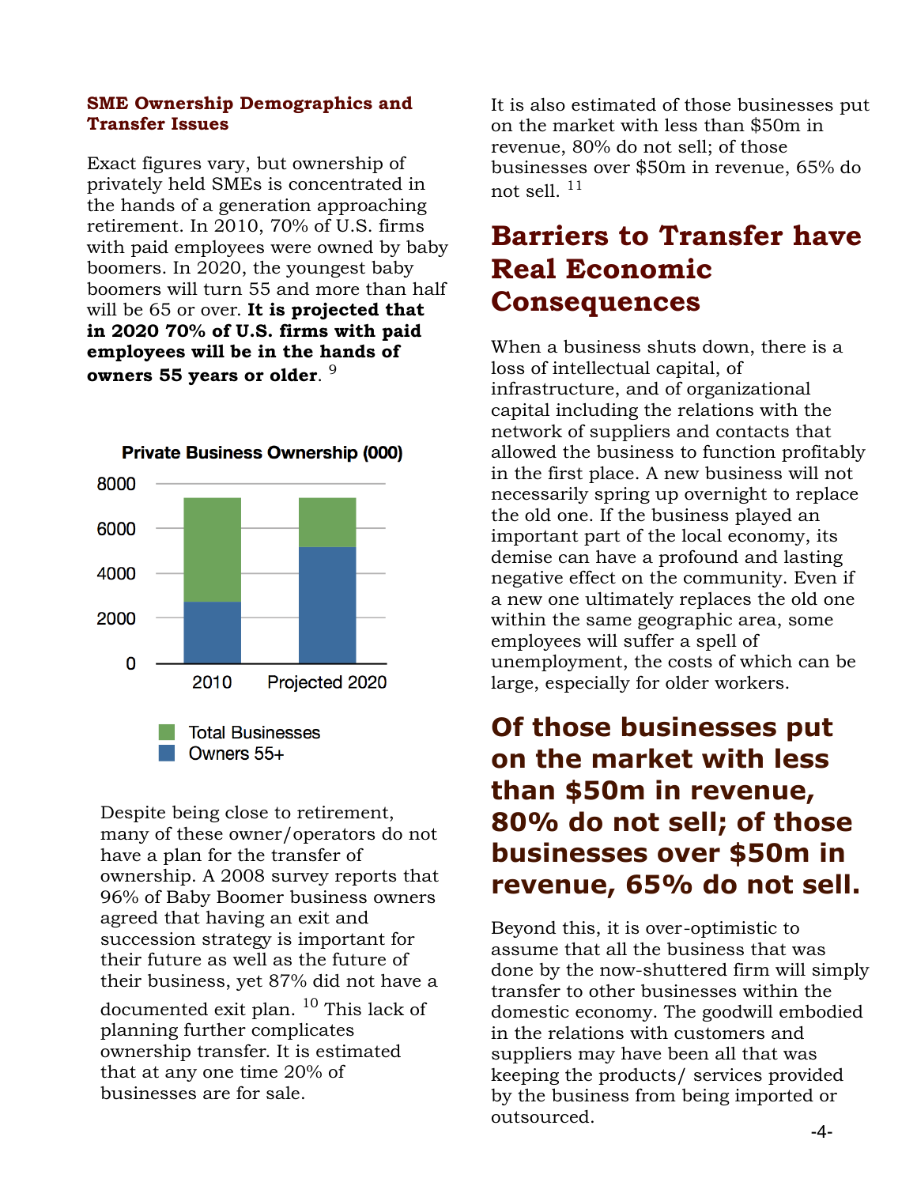### SME Ownership Demographics and Transfer Issues

Exact figures vary, but ownership of privately held SMEs is concentrated in the hands of a generation approaching retirement. In 2010, 70% of U.S. firms with paid employees were owned by baby boomers. In 2020, the youngest baby boomers will turn 55 and more than half will be 65 or over. **It is projected that in 2020 70% of U.S. firms with paid employees will be in the hands of owners 55 years or older**. [9]

**Private Business Ownership (000)**

| | 2010 | Projected 2020 |
|---|---|---|
| Total Businesses | ~7400 | ~7400 |
| Owners 55+ | ~2700 | ~5200 |

Despite being close to retirement, many of these owner/operators do not have a plan for the transfer of ownership. A 2008 survey reports that 96% of Baby Boomer business owners agreed that having an exit and succession strategy is important for their future as well as the future of their business, yet 87% did not have a documented exit plan. [10] This lack of planning further complicates ownership transfer. It is estimated that at any one time 20% of businesses are for sale.

It is also estimated of those businesses put on the market with less than $50m in revenue, 80% do not sell; of those businesses over $50m in revenue, 65% do not sell. [11]

## Barriers to Transfer have Real Economic Consequences

When a business shuts down, there is a loss of intellectual capital, of infrastructure, and of organizational capital including the relations with the network of suppliers and contacts that allowed the business to function profitably in the first place. A new business will not necessarily spring up overnight to replace the old one. If the business played an important part of the local economy, its demise can have a profound and lasting negative effect on the community. Even if a new one ultimately replaces the old one within the same geographic area, some employees will suffer a spell of unemployment, the costs of which can be large, especially for older workers.

**Of those businesses put on the market with less than $50m in revenue, 80% do not sell; of those businesses over $50m in revenue, 65% do not sell.**

Beyond this, it is over-optimistic to assume that all the business that was done by the now-shuttered firm will simply transfer to other businesses within the domestic economy. The goodwill embodied in the relations with customers and suppliers may have been all that was keeping the products/ services provided by the business from being imported or outsourced.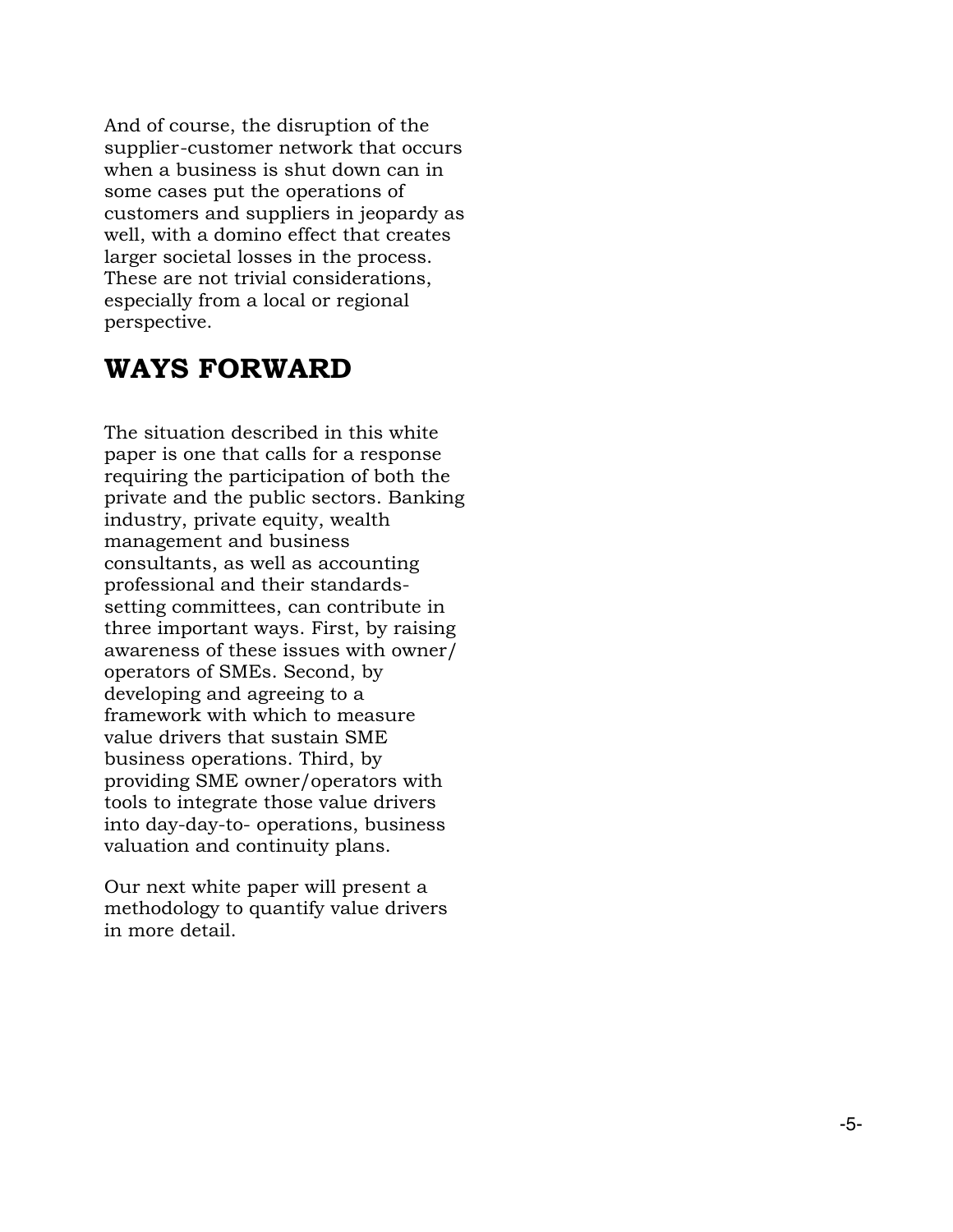And of course, the disruption of the supplier-customer network that occurs when a business is shut down can in some cases put the operations of customers and suppliers in jeopardy as well, with a domino effect that creates larger societal losses in the process. These are not trivial considerations, especially from a local or regional perspective.

## WAYS FORWARD

The situation described in this white paper is one that calls for a response requiring the participation of both the private and the public sectors. Banking industry, private equity, wealth management and business consultants, as well as accounting professional and their standards-setting committees, can contribute in three important ways. First, by raising awareness of these issues with owner/operators of SMEs. Second, by developing and agreeing to a framework with which to measure value drivers that sustain SME business operations. Third, by providing SME owner/operators with tools to integrate those value drivers into day-day-to- operations, business valuation and continuity plans.

Our next white paper will present a methodology to quantify value drivers in more detail.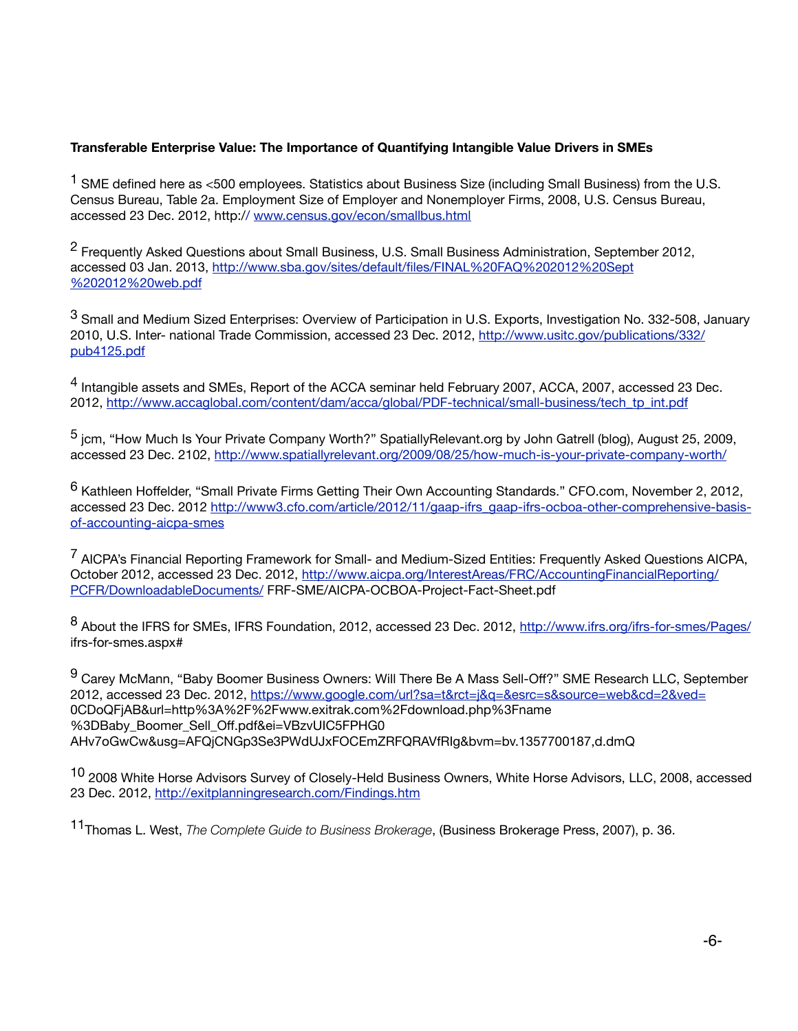**Transferable Enterprise Value: The Importance of Quantifying Intangible Value Drivers in SMEs**

[1] SME defined here as <500 employees. Statistics about Business Size (including Small Business) from the U.S. Census Bureau, Table 2a. Employment Size of Employer and Nonemployer Firms, 2008, U.S. Census Bureau, accessed 23 Dec. 2012, http:// www.census.gov/econ/smallbus.html

[2] Frequently Asked Questions about Small Business, U.S. Small Business Administration, September 2012, accessed 03 Jan. 2013, http://www.sba.gov/sites/default/files/FINAL%20FAQ%202012%20Sept %202012%20web.pdf

[3] Small and Medium Sized Enterprises: Overview of Participation in U.S. Exports, Investigation No. 332-508, January 2010, U.S. Inter- national Trade Commission, accessed 23 Dec. 2012, http://www.usitc.gov/publications/332/ pub4125.pdf

[4] Intangible assets and SMEs, Report of the ACCA seminar held February 2007, ACCA, 2007, accessed 23 Dec. 2012, http://www.accaglobal.com/content/dam/acca/global/PDF-technical/small-business/tech_tp_int.pdf

[5] jcm, "How Much Is Your Private Company Worth?" SpatiallyRelevant.org by John Gatrell (blog), August 25, 2009, accessed 23 Dec. 2102, http://www.spatiallyrelevant.org/2009/08/25/how-much-is-your-private-company-worth/

[6] Kathleen Hoffelder, "Small Private Firms Getting Their Own Accounting Standards." CFO.com, November 2, 2012, accessed 23 Dec. 2012 http://www3.cfo.com/article/2012/11/gaap-ifrs_gaap-ifrs-ocboa-other-comprehensive-basis-of-accounting-aicpa-smes

[7] AICPA's Financial Reporting Framework for Small- and Medium-Sized Entities: Frequently Asked Questions AICPA, October 2012, accessed 23 Dec. 2012, http://www.aicpa.org/InterestAreas/FRC/AccountingFinancialReporting/ PCFR/DownloadableDocuments/ FRF-SME/AICPA-OCBOA-Project-Fact-Sheet.pdf

[8] About the IFRS for SMEs, IFRS Foundation, 2012, accessed 23 Dec. 2012, http://www.ifrs.org/ifrs-for-smes/Pages/ ifrs-for-smes.aspx#

[9] Carey McMann, "Baby Boomer Business Owners: Will There Be A Mass Sell-Off?" SME Research LLC, September 2012, accessed 23 Dec. 2012, https://www.google.com/url?sa=t&rct=j&q=&esrc=s&source=web&cd=2&ved= 0CDoQFjAB&url=http%3A%2F%2Fwww.exitrak.com%2Fdownload.php%3Fname %3DBaby_Boomer_Sell_Off.pdf&ei=VBzvUIC5FPHG0 AHv7oGwCw&usg=AFQjCNGp3Se3PWdUJxFOCEmZRFQRAVfRlg&bvm=bv.1357700187,d.dmQ

[10] 2008 White Horse Advisors Survey of Closely-Held Business Owners, White Horse Advisors, LLC, 2008, accessed 23 Dec. 2012, http://exitplanningresearch.com/Findings.htm

[11] Thomas L. West, *The Complete Guide to Business Brokerage*, (Business Brokerage Press, 2007), p. 36.